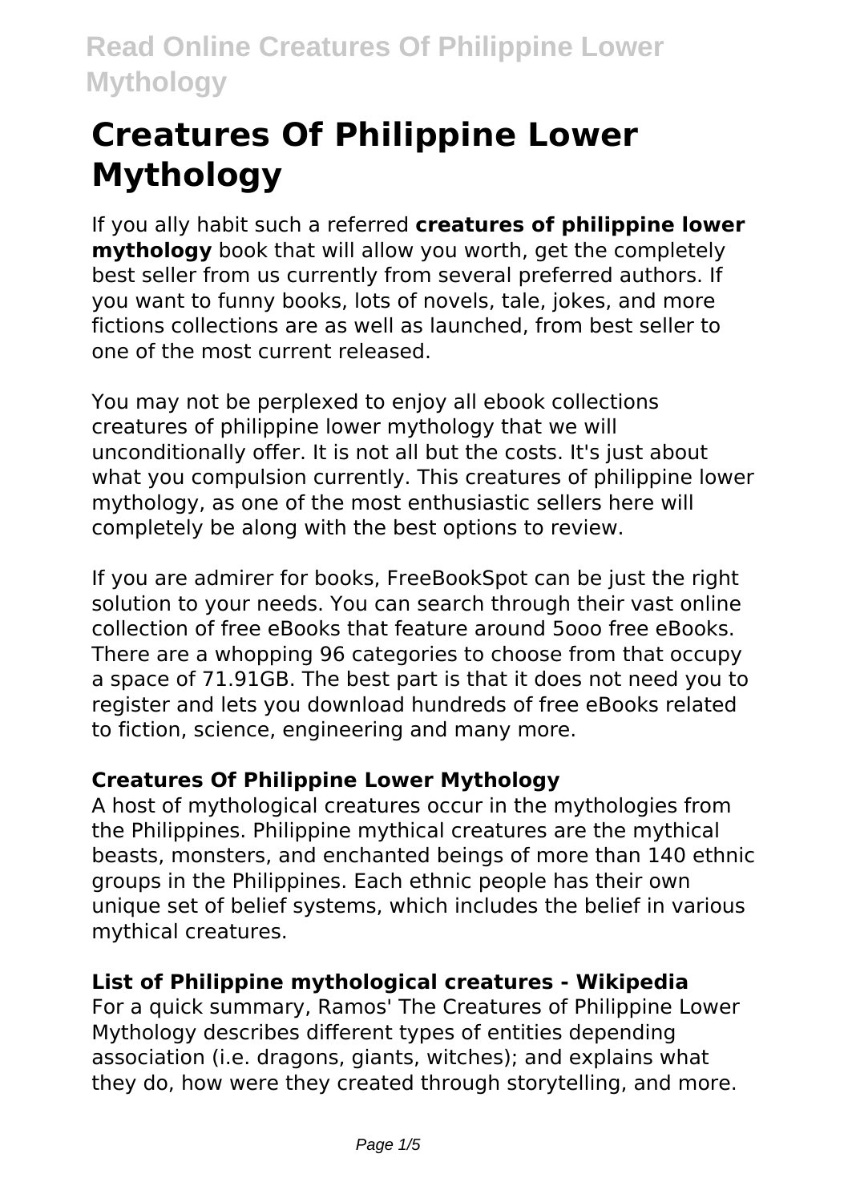# Creatures Of Philippine Lower Mythology

If you ally habit such a referred **creatures of philippine lower mythology** book that will allow you worth, get the completely best seller from us currently from several preferred authors. If you want to funny books, lots of novels, tale, jokes, and more fictions collections are as well as launched, from best seller to one of the most current released.

You may not be perplexed to enjoy all ebook collections creatures of philippine lower mythology that we will unconditionally offer. It is not all but the costs. It's just about what you compulsion currently. This creatures of philippine lower mythology, as one of the most enthusiastic sellers here will completely be along with the best options to review.

If you are admirer for books, FreeBookSpot can be just the right solution to your needs. You can search through their vast online collection of free eBooks that feature around 5ooo free eBooks. There are a whopping 96 categories to choose from that occupy a space of 71.91GB. The best part is that it does not need you to register and lets you download hundreds of free eBooks related to fiction, science, engineering and many more.

## Creatures Of Philippine Lower Mythology

A host of mythological creatures occur in the mythologies from the Philippines. Philippine mythical creatures are the mythical beasts, monsters, and enchanted beings of more than 140 ethnic groups in the Philippines. Each ethnic people has their own unique set of belief systems, which includes the belief in various mythical creatures.

## List of Philippine mythological creatures - Wikipedia

For a quick summary, Ramos' The Creatures of Philippine Lower Mythology describes different types of entities depending association (i.e. dragons, giants, witches); and explains what they do, how were they created through storytelling, and more.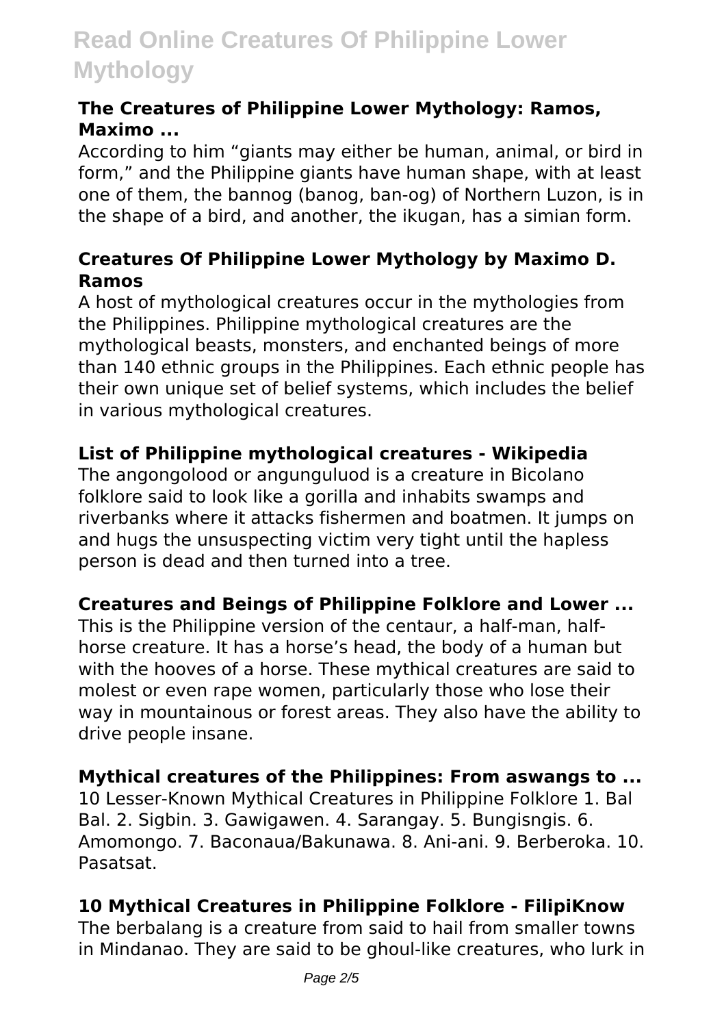### The Creatures of Philippine Lower Mythology: Ramos, Maximo ...

According to him "giants may either be human, animal, or bird in form," and the Philippine giants have human shape, with at least one of them, the bannog (banog, ban-og) of Northern Luzon, is in the shape of a bird, and another, the ikugan, has a simian form.

### Creatures Of Philippine Lower Mythology by Maximo D. Ramos

A host of mythological creatures occur in the mythologies from the Philippines. Philippine mythological creatures are the mythological beasts, monsters, and enchanted beings of more than 140 ethnic groups in the Philippines. Each ethnic people has their own unique set of belief systems, which includes the belief in various mythological creatures.

### List of Philippine mythological creatures - Wikipedia

The angongolood or angunguluod is a creature in Bicolano folklore said to look like a gorilla and inhabits swamps and riverbanks where it attacks fishermen and boatmen. It jumps on and hugs the unsuspecting victim very tight until the hapless person is dead and then turned into a tree.

### Creatures and Beings of Philippine Folklore and Lower ...

This is the Philippine version of the centaur, a half-man, half-horse creature. It has a horse's head, the body of a human but with the hooves of a horse. These mythical creatures are said to molest or even rape women, particularly those who lose their way in mountainous or forest areas. They also have the ability to drive people insane.

### Mythical creatures of the Philippines: From aswangs to ...

10 Lesser-Known Mythical Creatures in Philippine Folklore 1. Bal Bal. 2. Sigbin. 3. Gawigawen. 4. Sarangay. 5. Bungisngis. 6. Amomongo. 7. Baconaua/Bakunawa. 8. Ani-ani. 9. Berberoka. 10. Pasatsat.

### 10 Mythical Creatures in Philippine Folklore - FilipiKnow

The berbalang is a creature from said to hail from smaller towns in Mindanao. They are said to be ghoul-like creatures, who lurk in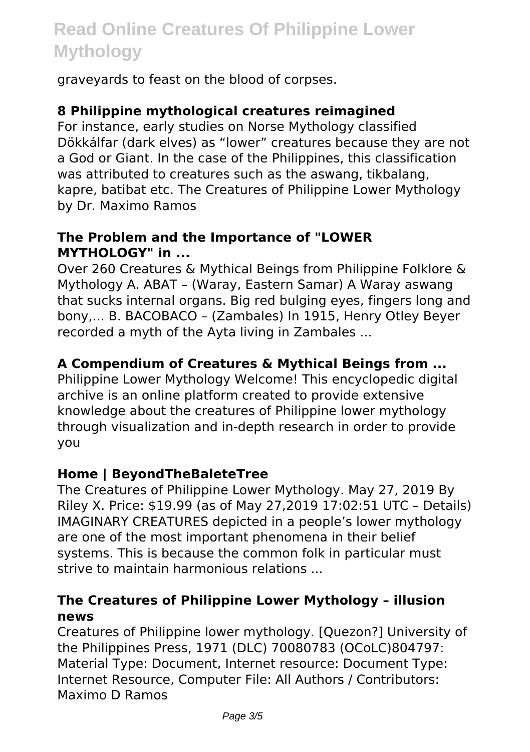graveyards to feast on the blood of corpses.

### 8 Philippine mythological creatures reimagined

For instance, early studies on Norse Mythology classified Dökkálfar (dark elves) as “lower” creatures because they are not a God or Giant. In the case of the Philippines, this classification was attributed to creatures such as the aswang, tikbalang, kapre, batibat etc. The Creatures of Philippine Lower Mythology by Dr. Maximo Ramos

### The Problem and the Importance of "LOWER MYTHOLOGY" in ...

Over 260 Creatures & Mythical Beings from Philippine Folklore & Mythology A. ABAT – (Waray, Eastern Samar) A Waray aswang that sucks internal organs. Big red bulging eyes, fingers long and bony,... B. BACOBACO – (Zambales) In 1915, Henry Otley Beyer recorded a myth of the Ayta living in Zambales ...

### A Compendium of Creatures & Mythical Beings from ...

Philippine Lower Mythology Welcome! This encyclopedic digital archive is an online platform created to provide extensive knowledge about the creatures of Philippine lower mythology through visualization and in-depth research in order to provide you

### Home | BeyondTheBaleteTree

The Creatures of Philippine Lower Mythology. May 27, 2019 By Riley X. Price: $19.99 (as of May 27,2019 17:02:51 UTC – Details) IMAGINARY CREATURES depicted in a people’s lower mythology are one of the most important phenomena in their belief systems. This is because the common folk in particular must strive to maintain harmonious relations ...

### The Creatures of Philippine Lower Mythology – illusion news

Creatures of Philippine lower mythology. [Quezon?] University of the Philippines Press, 1971 (DLC) 70080783 (OCoLC)804797: Material Type: Document, Internet resource: Document Type: Internet Resource, Computer File: All Authors / Contributors: Maximo D Ramos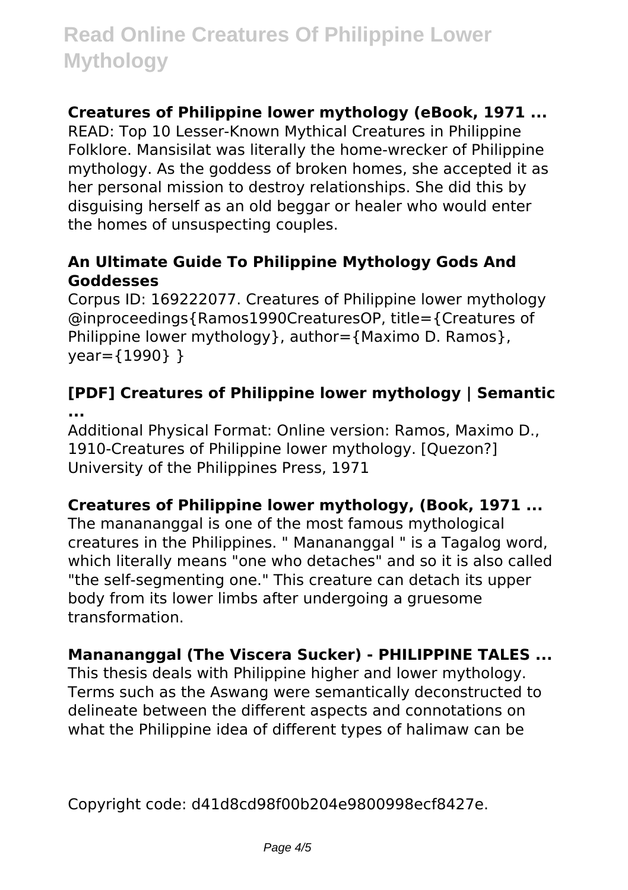### Creatures of Philippine lower mythology (eBook, 1971 ...

READ: Top 10 Lesser-Known Mythical Creatures in Philippine Folklore. Mansisilat was literally the home-wrecker of Philippine mythology. As the goddess of broken homes, she accepted it as her personal mission to destroy relationships. She did this by disguising herself as an old beggar or healer who would enter the homes of unsuspecting couples.

### An Ultimate Guide To Philippine Mythology Gods And Goddesses

Corpus ID: 169222077. Creatures of Philippine lower mythology @inproceedings{Ramos1990CreaturesOP, title={Creatures of Philippine lower mythology}, author={Maximo D. Ramos}, year={1990} }

### [PDF] Creatures of Philippine lower mythology | Semantic ...

Additional Physical Format: Online version: Ramos, Maximo D., 1910-Creatures of Philippine lower mythology. [Quezon?] University of the Philippines Press, 1971

### Creatures of Philippine lower mythology, (Book, 1971 ...

The manananggal is one of the most famous mythological creatures in the Philippines. " Manananggal " is a Tagalog word, which literally means "one who detaches" and so it is also called "the self-segmenting one." This creature can detach its upper body from its lower limbs after undergoing a gruesome transformation.

### Manananggal (The Viscera Sucker) - PHILIPPINE TALES ...

This thesis deals with Philippine higher and lower mythology. Terms such as the Aswang were semantically deconstructed to delineate between the different aspects and connotations on what the Philippine idea of different types of halimaw can be

Copyright code: d41d8cd98f00b204e9800998ecf8427e.